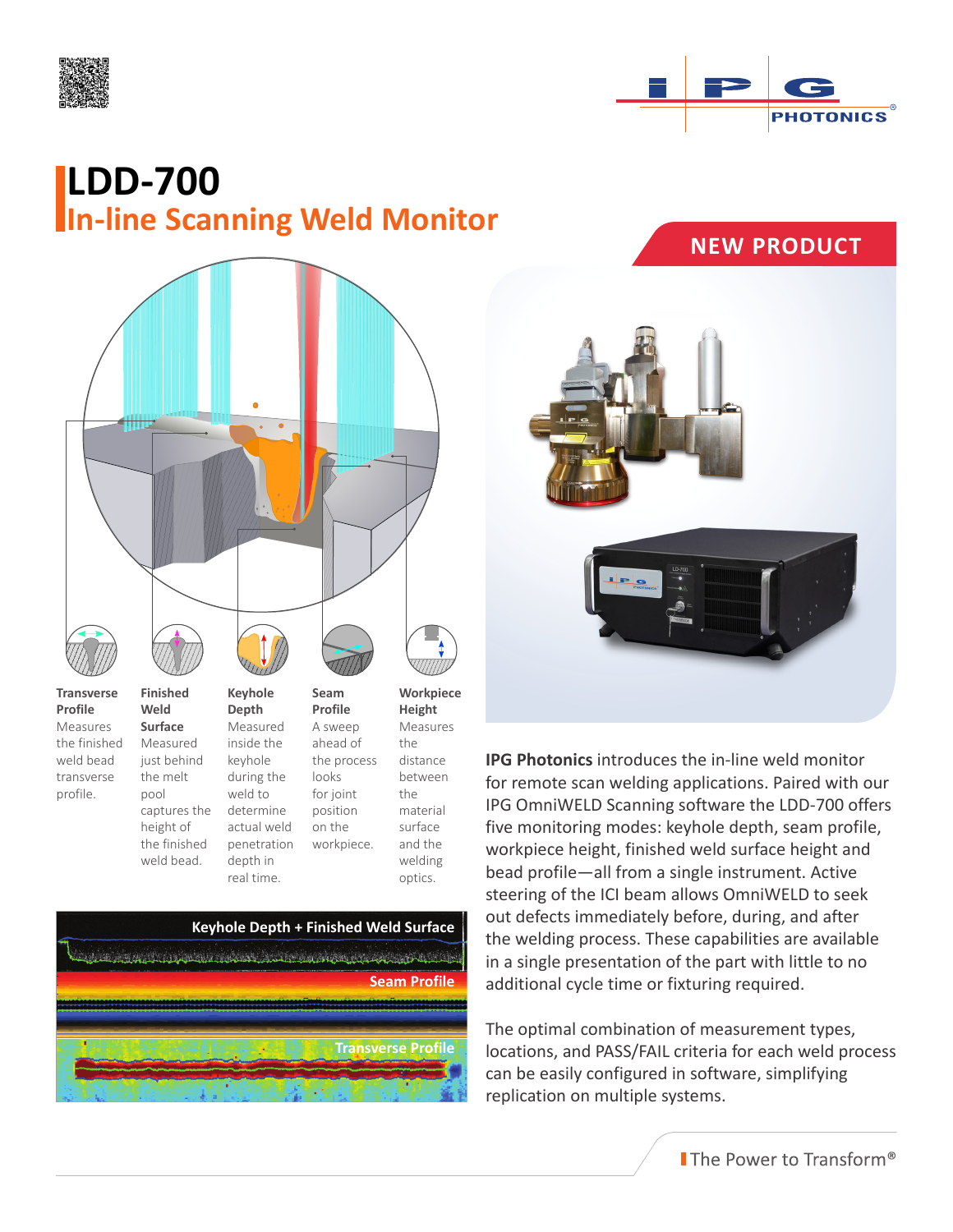# LDD-700

## In-line Scanning Weld Monitor

NEW PRODUCT

**Transverse Profile**
Measures the finished weld bead transverse profile.

**Finished Weld Surface**
Measured just behind the melt pool captures the height of the finished weld bead.

**Keyhole Depth**
Measured inside the keyhole during the weld to determine actual weld penetration depth in real time.

**Seam Profile**
A sweep ahead of the process looks for joint position on the workpiece.

**Workpiece Height**
Measures the distance between the material surface and the welding optics.

Keyhole Depth + Finished Weld Surface

Seam Profile

Transverse Profile

**IPG Photonics** introduces the in-line weld monitor for remote scan welding applications. Paired with our IPG OmniWELD Scanning software the LDD-700 offers five monitoring modes: keyhole depth, seam profile, workpiece height, finished weld surface height and bead profile—all from a single instrument. Active steering of the ICI beam allows OmniWELD to seek out defects immediately before, during, and after the welding process. These capabilities are available in a single presentation of the part with little to no additional cycle time or fixturing required.

The optimal combination of measurement types, locations, and PASS/FAIL criteria for each weld process can be easily configured in software, simplifying replication on multiple systems.

The Power to Transform®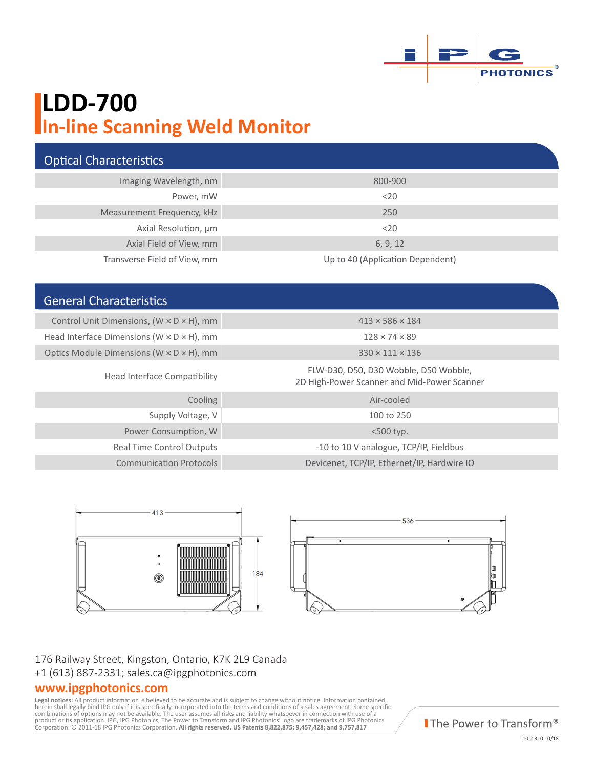# LDD-700

## In-line Scanning Weld Monitor

### Optical Characteristics

| | |
|---|---|
| Imaging Wavelength, nm | 800-900 |
| Power, mW | <20 |
| Measurement Frequency, kHz | 250 |
| Axial Resolution, µm | <20 |
| Axial Field of View, mm | 6, 9, 12 |
| Transverse Field of View, mm | Up to 40 (Application Dependent) |

### General Characteristics

| | |
|---|---|
| Control Unit Dimensions, (W × D × H), mm | 413 × 586 × 184 |
| Head Interface Dimensions (W × D × H), mm | 128 × 74 × 89 |
| Optics Module Dimensions (W × D × H), mm | 330 × 111 × 136 |
| Head Interface Compatibility | FLW-D30, D50, D30 Wobble, D50 Wobble, 2D High-Power Scanner and Mid-Power Scanner |
| Cooling | Air-cooled |
| Supply Voltage, V | 100 to 250 |
| Power Consumption, W | <500 typ. |
| Real Time Control Outputs | -10 to 10 V analogue, TCP/IP, Fieldbus |
| Communication Protocols | Devicenet, TCP/IP, Ethernet/IP, Hardwire IO |

413

184

536

176 Railway Street, Kingston, Ontario, K7K 2L9 Canada
+1 (613) 887-2331; sales.ca@ipgphotonics.com

**www.ipgphotonics.com**

**Legal notices:** All product information is believed to be accurate and is subject to change without notice. Information contained herein shall legally bind IPG only if it is specifically incorporated into the terms and conditions of a sales agreement. Some specific combinations of options may not be available. The user assumes all risks and liability whatsoever in connection with use of a product or its application. IPG, IPG Photonics, The Power to Transform and IPG Photonics' logo are trademarks of IPG Photonics Corporation. © 2011-18 IPG Photonics Corporation. **All rights reserved. US Patents 8,822,875; 9,457,428; and 9,757,817**

The Power to Transform®

10.2 R10 10/18